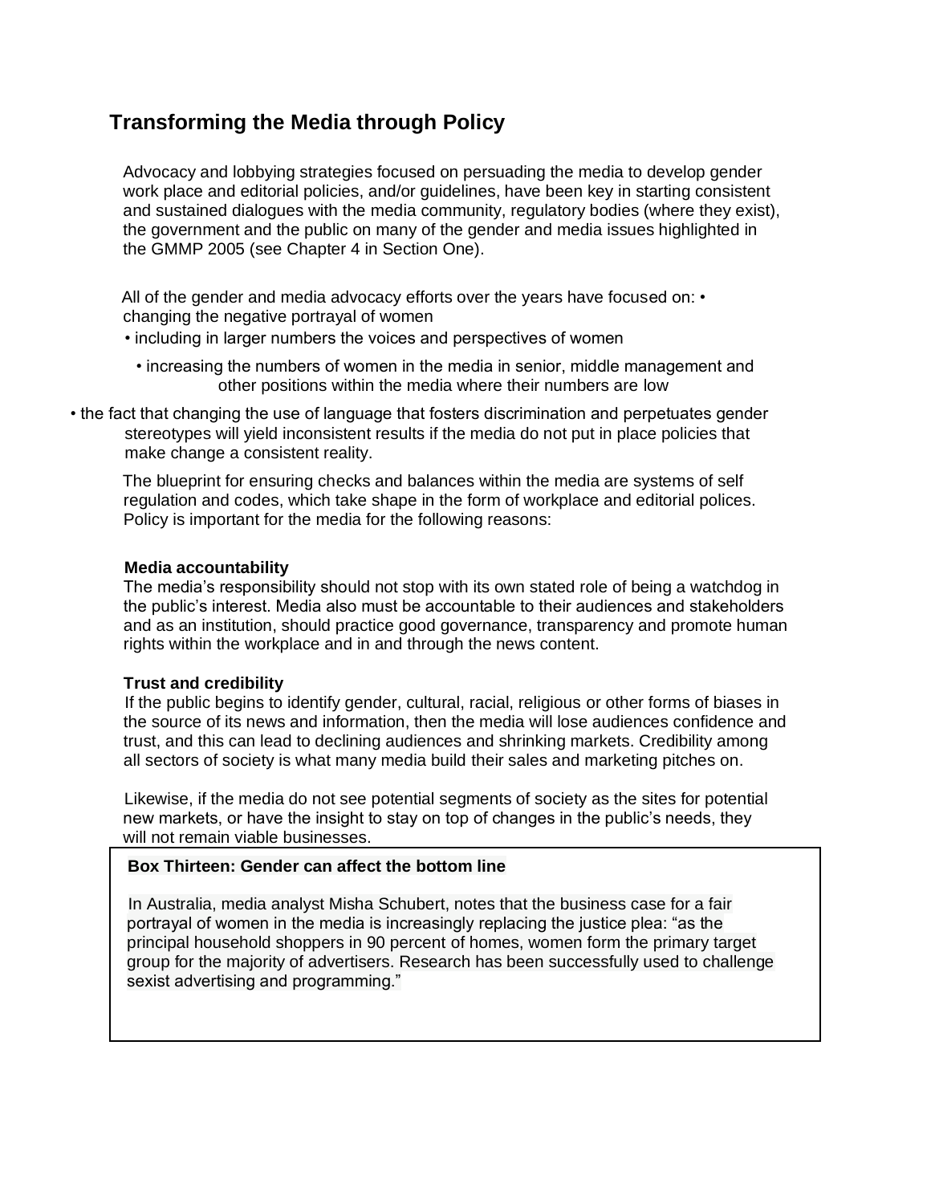## Transforming the Media through Policy

Advocacy and lobbying strategies focused on persuading the media to develop gender work place and editorial policies, and/or guidelines, have been key in starting consistent and sustained dialogues with the media community, regulatory bodies (where they exist), the government and the public on many of the gender and media issues highlighted in the GMMP 2005 (see Chapter 4 in Section One).

All of the gender and media advocacy efforts over the years have focused on:

- changing the negative portrayal of women
- including in larger numbers the voices and perspectives of women
- increasing the numbers of women in the media in senior, middle management and other positions within the media where their numbers are low
- the fact that changing the use of language that fosters discrimination and perpetuates gender stereotypes will yield inconsistent results if the media do not put in place policies that make change a consistent reality.

The blueprint for ensuring checks and balances within the media are systems of self regulation and codes, which take shape in the form of workplace and editorial polices. Policy is important for the media for the following reasons:

**Media accountability**

The media's responsibility should not stop with its own stated role of being a watchdog in the public's interest. Media also must be accountable to their audiences and stakeholders and as an institution, should practice good governance, transparency and promote human rights within the workplace and in and through the news content.

**Trust and credibility**

If the public begins to identify gender, cultural, racial, religious or other forms of biases in the source of its news and information, then the media will lose audiences confidence and trust, and this can lead to declining audiences and shrinking markets. Credibility among all sectors of society is what many media build their sales and marketing pitches on.

Likewise, if the media do not see potential segments of society as the sites for potential new markets, or have the insight to stay on top of changes in the public's needs, they will not remain viable businesses.

> **Box Thirteen: Gender can affect the bottom line**
>
> In Australia, media analyst Misha Schubert, notes that the business case for a fair portrayal of women in the media is increasingly replacing the justice plea: "as the principal household shoppers in 90 percent of homes, women form the primary target group for the majority of advertisers. Research has been successfully used to challenge sexist advertising and programming."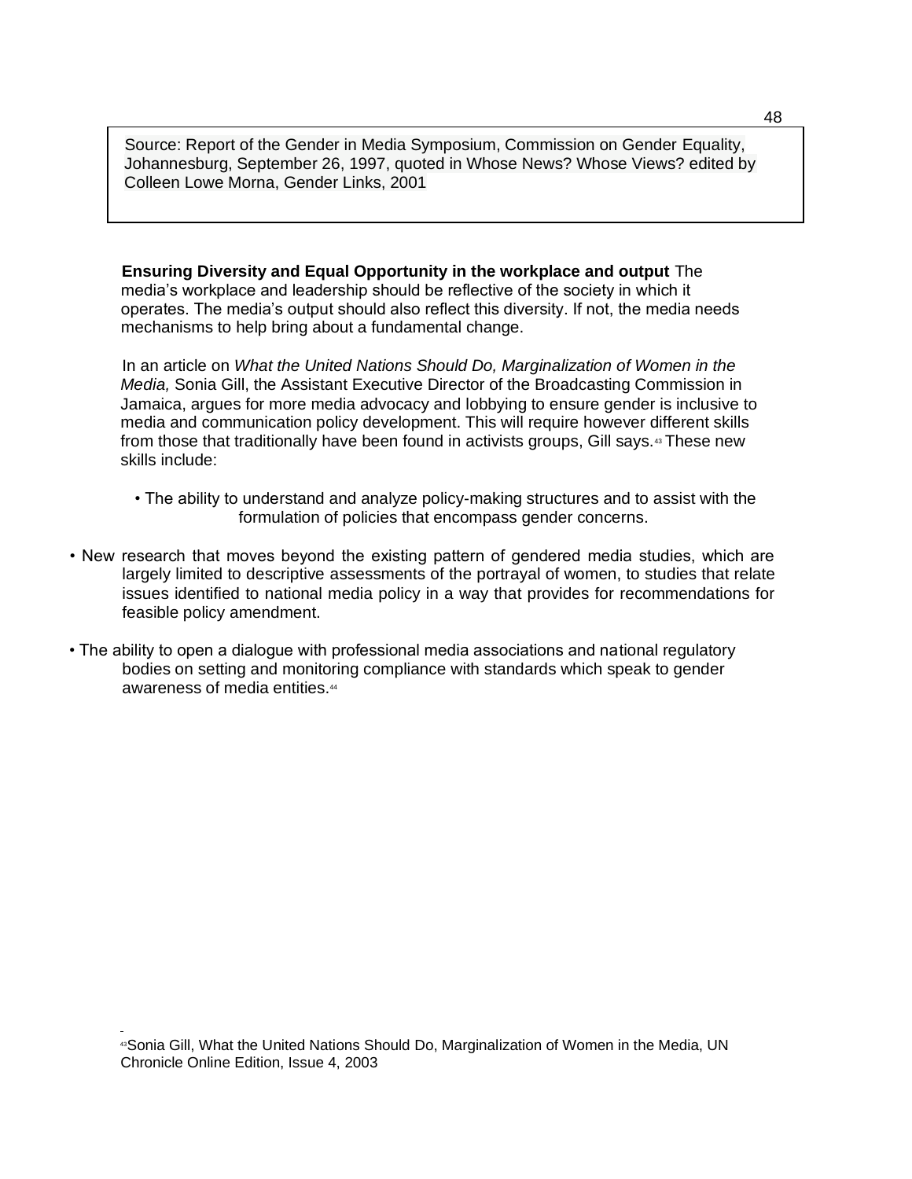Source: Report of the Gender in Media Symposium, Commission on Gender Equality, Johannesburg, September 26, 1997, quoted in Whose News? Whose Views? edited by Colleen Lowe Morna, Gender Links, 2001

**Ensuring Diversity and Equal Opportunity in the workplace and output** The media's workplace and leadership should be reflective of the society in which it operates. The media's output should also reflect this diversity. If not, the media needs mechanisms to help bring about a fundamental change.

In an article on *What the United Nations Should Do, Marginalization of Women in the Media,* Sonia Gill, the Assistant Executive Director of the Broadcasting Commission in Jamaica, argues for more media advocacy and lobbying to ensure gender is inclusive to media and communication policy development. This will require however different skills from those that traditionally have been found in activists groups, Gill says.[43] These new skills include:

- The ability to understand and analyze policy-making structures and to assist with the formulation of policies that encompass gender concerns.
- New research that moves beyond the existing pattern of gendered media studies, which are largely limited to descriptive assessments of the portrayal of women, to studies that relate issues identified to national media policy in a way that provides for recommendations for feasible policy amendment.
- The ability to open a dialogue with professional media associations and national regulatory bodies on setting and monitoring compliance with standards which speak to gender awareness of media entities.[44]

[43] Sonia Gill, What the United Nations Should Do, Marginalization of Women in the Media, UN Chronicle Online Edition, Issue 4, 2003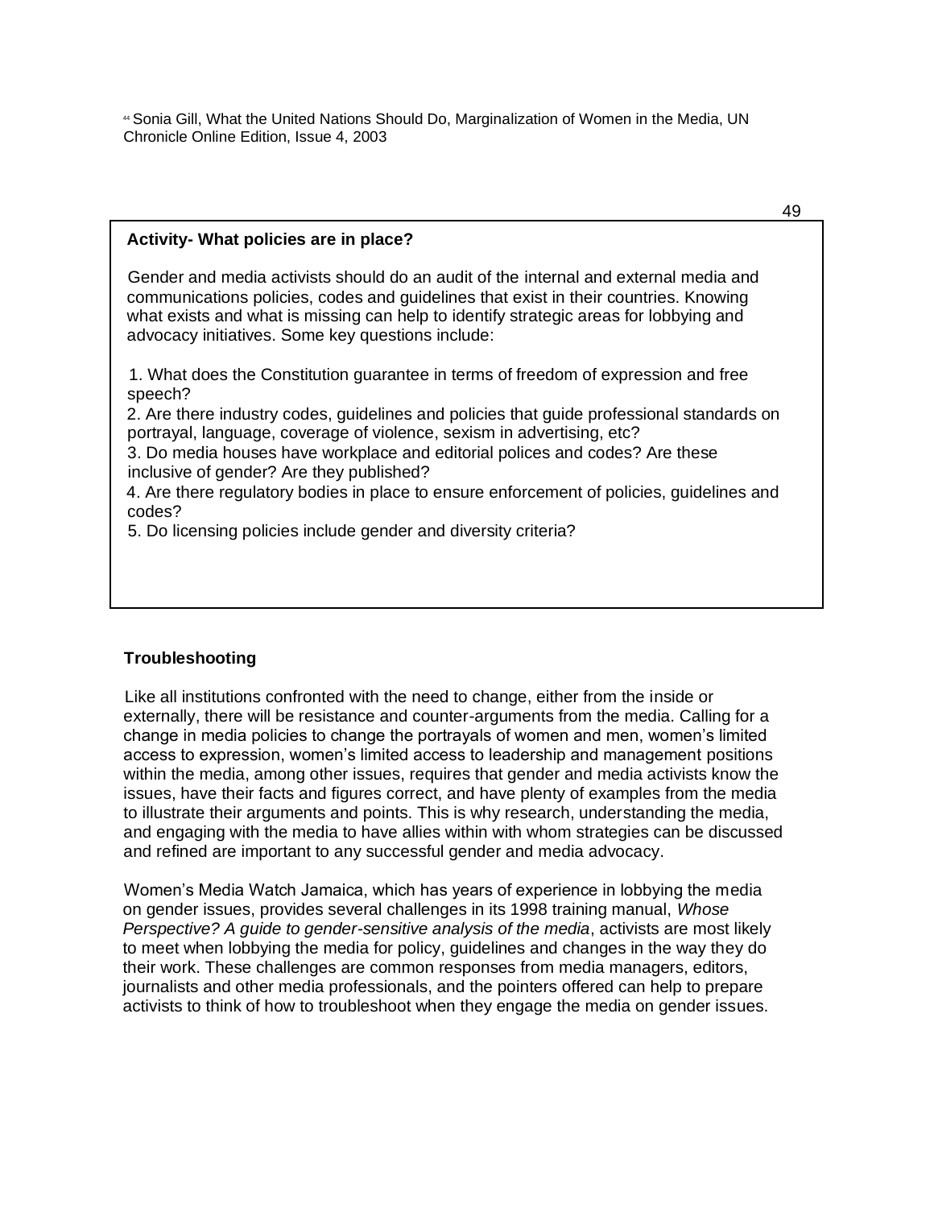[44] Sonia Gill, What the United Nations Should Do, Marginalization of Women in the Media, UN Chronicle Online Edition, Issue 4, 2003

**Activity- What policies are in place?**

Gender and media activists should do an audit of the internal and external media and communications policies, codes and guidelines that exist in their countries. Knowing what exists and what is missing can help to identify strategic areas for lobbying and advocacy initiatives. Some key questions include:

1. What does the Constitution guarantee in terms of freedom of expression and free speech?
2. Are there industry codes, guidelines and policies that guide professional standards on portrayal, language, coverage of violence, sexism in advertising, etc?
3. Do media houses have workplace and editorial polices and codes? Are these inclusive of gender? Are they published?
4. Are there regulatory bodies in place to ensure enforcement of policies, guidelines and codes?
5. Do licensing policies include gender and diversity criteria?

### Troubleshooting

Like all institutions confronted with the need to change, either from the inside or externally, there will be resistance and counter-arguments from the media. Calling for a change in media policies to change the portrayals of women and men, women's limited access to expression, women's limited access to leadership and management positions within the media, among other issues, requires that gender and media activists know the issues, have their facts and figures correct, and have plenty of examples from the media to illustrate their arguments and points. This is why research, understanding the media, and engaging with the media to have allies within with whom strategies can be discussed and refined are important to any successful gender and media advocacy.

Women's Media Watch Jamaica, which has years of experience in lobbying the media on gender issues, provides several challenges in its 1998 training manual, *Whose Perspective? A guide to gender-sensitive analysis of the media*, activists are most likely to meet when lobbying the media for policy, guidelines and changes in the way they do their work. These challenges are common responses from media managers, editors, journalists and other media professionals, and the pointers offered can help to prepare activists to think of how to troubleshoot when they engage the media on gender issues.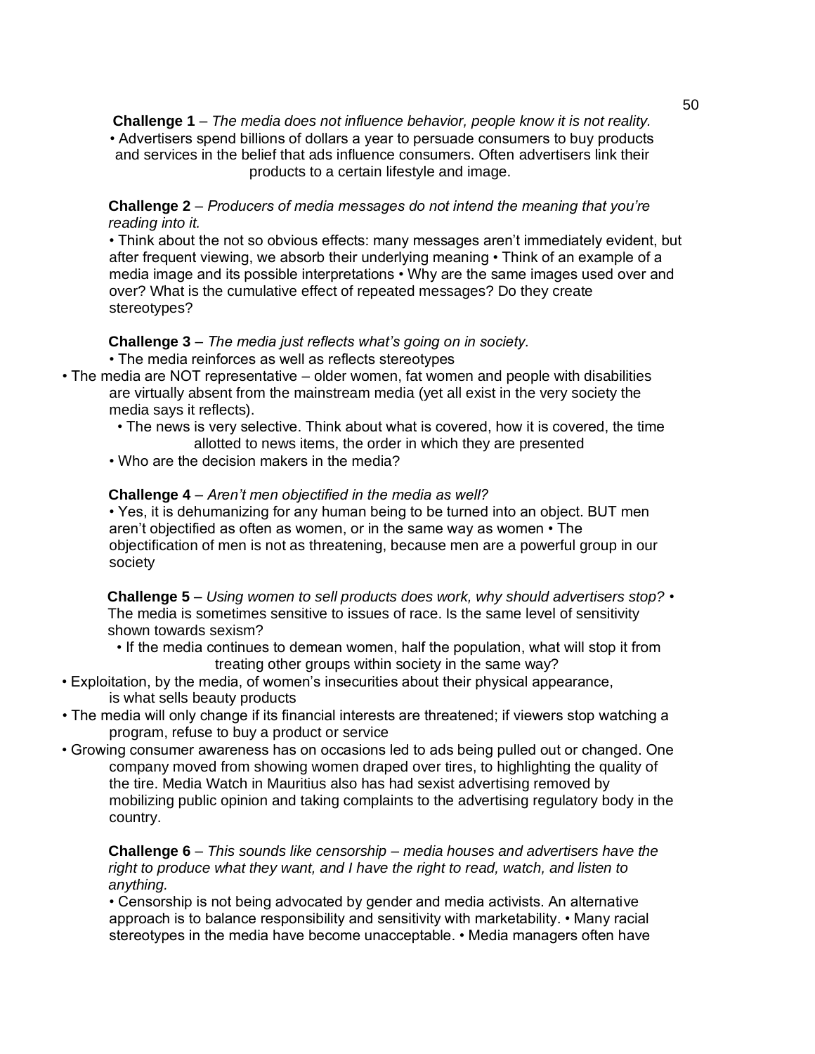**Challenge 1** – *The media does not influence behavior, people know it is not reality.*

- Advertisers spend billions of dollars a year to persuade consumers to buy products and services in the belief that ads influence consumers. Often advertisers link their products to a certain lifestyle and image.

**Challenge 2** – *Producers of media messages do not intend the meaning that you're reading into it.*

- Think about the not so obvious effects: many messages aren't immediately evident, but after frequent viewing, we absorb their underlying meaning
- Think of an example of a media image and its possible interpretations
- Why are the same images used over and over? What is the cumulative effect of repeated messages? Do they create stereotypes?

**Challenge 3** – *The media just reflects what's going on in society.*

- The media reinforces as well as reflects stereotypes
- The media are NOT representative – older women, fat women and people with disabilities are virtually absent from the mainstream media (yet all exist in the very society the media says it reflects).
- The news is very selective. Think about what is covered, how it is covered, the time allotted to news items, the order in which they are presented
- Who are the decision makers in the media?

**Challenge 4** – *Aren't men objectified in the media as well?*

- Yes, it is dehumanizing for any human being to be turned into an object. BUT men aren't objectified as often as women, or in the same way as women
- The objectification of men is not as threatening, because men are a powerful group in our society

**Challenge 5** – *Using women to sell products does work, why should advertisers stop?*

- The media is sometimes sensitive to issues of race. Is the same level of sensitivity shown towards sexism?
- If the media continues to demean women, half the population, what will stop it from treating other groups within society in the same way?
- Exploitation, by the media, of women's insecurities about their physical appearance, is what sells beauty products
- The media will only change if its financial interests are threatened; if viewers stop watching a program, refuse to buy a product or service
- Growing consumer awareness has on occasions led to ads being pulled out or changed. One company moved from showing women draped over tires, to highlighting the quality of the tire. Media Watch in Mauritius also has had sexist advertising removed by mobilizing public opinion and taking complaints to the advertising regulatory body in the country.

**Challenge 6** – *This sounds like censorship – media houses and advertisers have the right to produce what they want, and I have the right to read, watch, and listen to anything.*

- Censorship is not being advocated by gender and media activists. An alternative approach is to balance responsibility and sensitivity with marketability.
- Many racial stereotypes in the media have become unacceptable.
- Media managers often have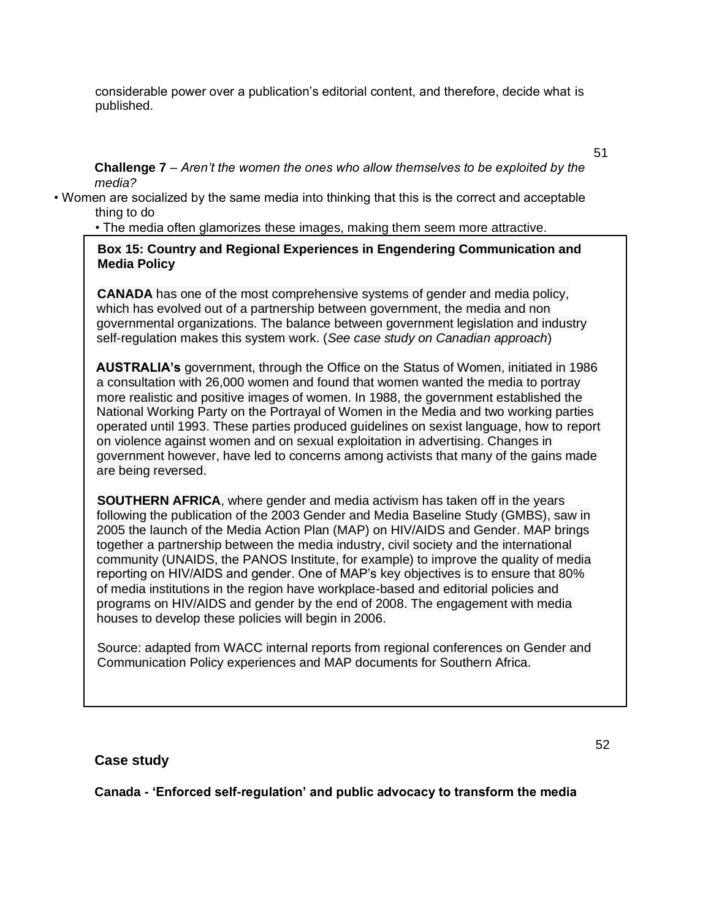considerable power over a publication's editorial content, and therefore, decide what is published.

**Challenge 7** – *Aren't the women the ones who allow themselves to be exploited by the media?*

- Women are socialized by the same media into thinking that this is the correct and acceptable thing to do
- The media often glamorizes these images, making them seem more attractive.

> **Box 15: Country and Regional Experiences in Engendering Communication and Media Policy**
>
> **CANADA** has one of the most comprehensive systems of gender and media policy, which has evolved out of a partnership between government, the media and non governmental organizations. The balance between government legislation and industry self-regulation makes this system work. (*See case study on Canadian approach*)
>
> **AUSTRALIA's** government, through the Office on the Status of Women, initiated in 1986 a consultation with 26,000 women and found that women wanted the media to portray more realistic and positive images of women. In 1988, the government established the National Working Party on the Portrayal of Women in the Media and two working parties operated until 1993. These parties produced guidelines on sexist language, how to report on violence against women and on sexual exploitation in advertising. Changes in government however, have led to concerns among activists that many of the gains made are being reversed.
>
> **SOUTHERN AFRICA**, where gender and media activism has taken off in the years following the publication of the 2003 Gender and Media Baseline Study (GMBS), saw in 2005 the launch of the Media Action Plan (MAP) on HIV/AIDS and Gender. MAP brings together a partnership between the media industry, civil society and the international community (UNAIDS, the PANOS Institute, for example) to improve the quality of media reporting on HIV/AIDS and gender. One of MAP's key objectives is to ensure that 80% of media institutions in the region have workplace-based and editorial policies and programs on HIV/AIDS and gender by the end of 2008. The engagement with media houses to develop these policies will begin in 2006.
>
> Source: adapted from WACC internal reports from regional conferences on Gender and Communication Policy experiences and MAP documents for Southern Africa.

## Case study

### Canada - 'Enforced self-regulation' and public advocacy to transform the media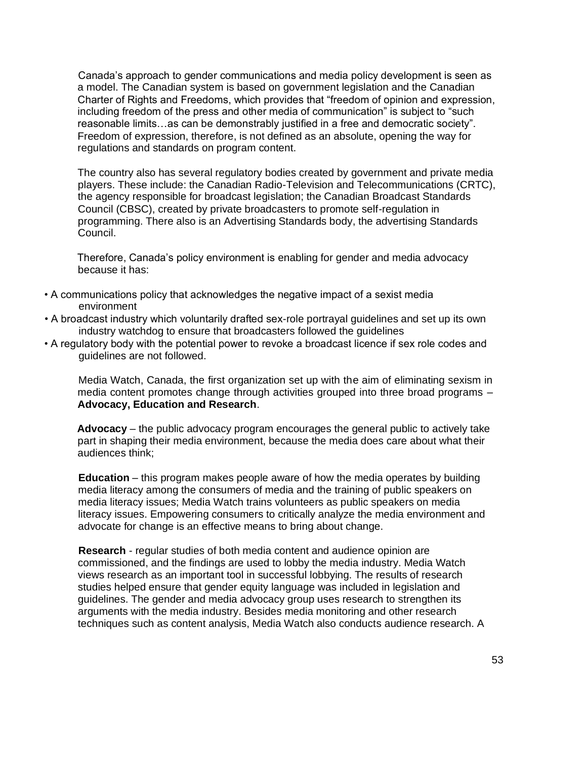Canada's approach to gender communications and media policy development is seen as a model. The Canadian system is based on government legislation and the Canadian Charter of Rights and Freedoms, which provides that "freedom of opinion and expression, including freedom of the press and other media of communication" is subject to "such reasonable limits…as can be demonstrably justified in a free and democratic society". Freedom of expression, therefore, is not defined as an absolute, opening the way for regulations and standards on program content.

The country also has several regulatory bodies created by government and private media players. These include: the Canadian Radio-Television and Telecommunications (CRTC), the agency responsible for broadcast legislation; the Canadian Broadcast Standards Council (CBSC), created by private broadcasters to promote self-regulation in programming. There also is an Advertising Standards body, the advertising Standards Council.

Therefore, Canada's policy environment is enabling for gender and media advocacy because it has:

- A communications policy that acknowledges the negative impact of a sexist media environment
- A broadcast industry which voluntarily drafted sex-role portrayal guidelines and set up its own industry watchdog to ensure that broadcasters followed the guidelines
- A regulatory body with the potential power to revoke a broadcast licence if sex role codes and guidelines are not followed.

Media Watch, Canada, the first organization set up with the aim of eliminating sexism in media content promotes change through activities grouped into three broad programs – **Advocacy, Education and Research**.

**Advocacy** – the public advocacy program encourages the general public to actively take part in shaping their media environment, because the media does care about what their audiences think;

**Education** – this program makes people aware of how the media operates by building media literacy among the consumers of media and the training of public speakers on media literacy issues; Media Watch trains volunteers as public speakers on media literacy issues. Empowering consumers to critically analyze the media environment and advocate for change is an effective means to bring about change.

**Research** - regular studies of both media content and audience opinion are commissioned, and the findings are used to lobby the media industry. Media Watch views research as an important tool in successful lobbying. The results of research studies helped ensure that gender equity language was included in legislation and guidelines. The gender and media advocacy group uses research to strengthen its arguments with the media industry. Besides media monitoring and other research techniques such as content analysis, Media Watch also conducts audience research. A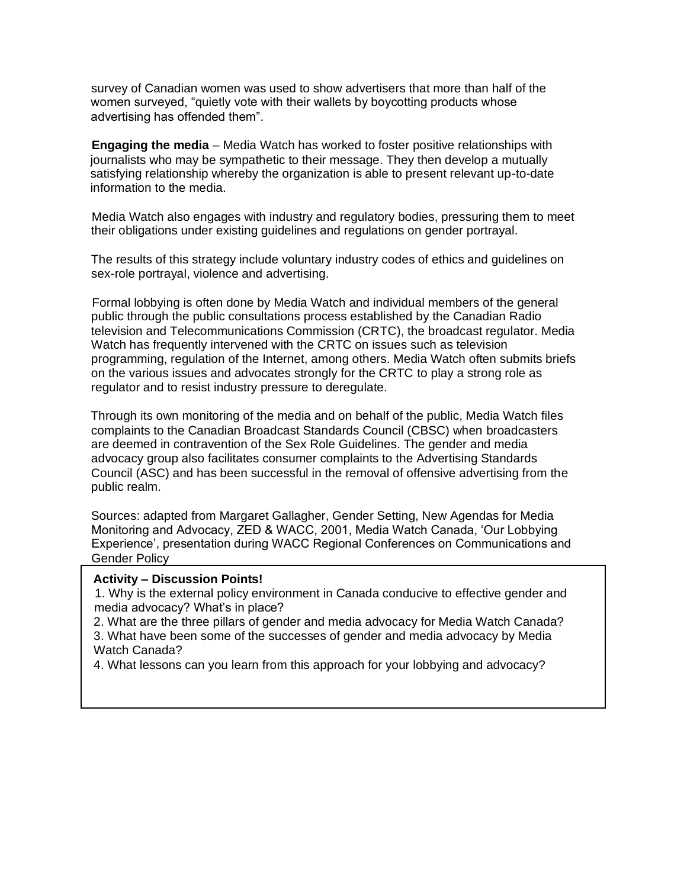survey of Canadian women was used to show advertisers that more than half of the women surveyed, "quietly vote with their wallets by boycotting products whose advertising has offended them".

**Engaging the media** – Media Watch has worked to foster positive relationships with journalists who may be sympathetic to their message. They then develop a mutually satisfying relationship whereby the organization is able to present relevant up-to-date information to the media.

Media Watch also engages with industry and regulatory bodies, pressuring them to meet their obligations under existing guidelines and regulations on gender portrayal.

The results of this strategy include voluntary industry codes of ethics and guidelines on sex-role portrayal, violence and advertising.

Formal lobbying is often done by Media Watch and individual members of the general public through the public consultations process established by the Canadian Radio television and Telecommunications Commission (CRTC), the broadcast regulator. Media Watch has frequently intervened with the CRTC on issues such as television programming, regulation of the Internet, among others. Media Watch often submits briefs on the various issues and advocates strongly for the CRTC to play a strong role as regulator and to resist industry pressure to deregulate.

Through its own monitoring of the media and on behalf of the public, Media Watch files complaints to the Canadian Broadcast Standards Council (CBSC) when broadcasters are deemed in contravention of the Sex Role Guidelines. The gender and media advocacy group also facilitates consumer complaints to the Advertising Standards Council (ASC) and has been successful in the removal of offensive advertising from the public realm.

Sources: adapted from Margaret Gallagher, Gender Setting, New Agendas for Media Monitoring and Advocacy, ZED & WACC, 2001, Media Watch Canada, 'Our Lobbying Experience', presentation during WACC Regional Conferences on Communications and Gender Policy

**Activity – Discussion Points!**

1. Why is the external policy environment in Canada conducive to effective gender and media advocacy? What's in place?
2. What are the three pillars of gender and media advocacy for Media Watch Canada?
3. What have been some of the successes of gender and media advocacy by Media Watch Canada?
4. What lessons can you learn from this approach for your lobbying and advocacy?